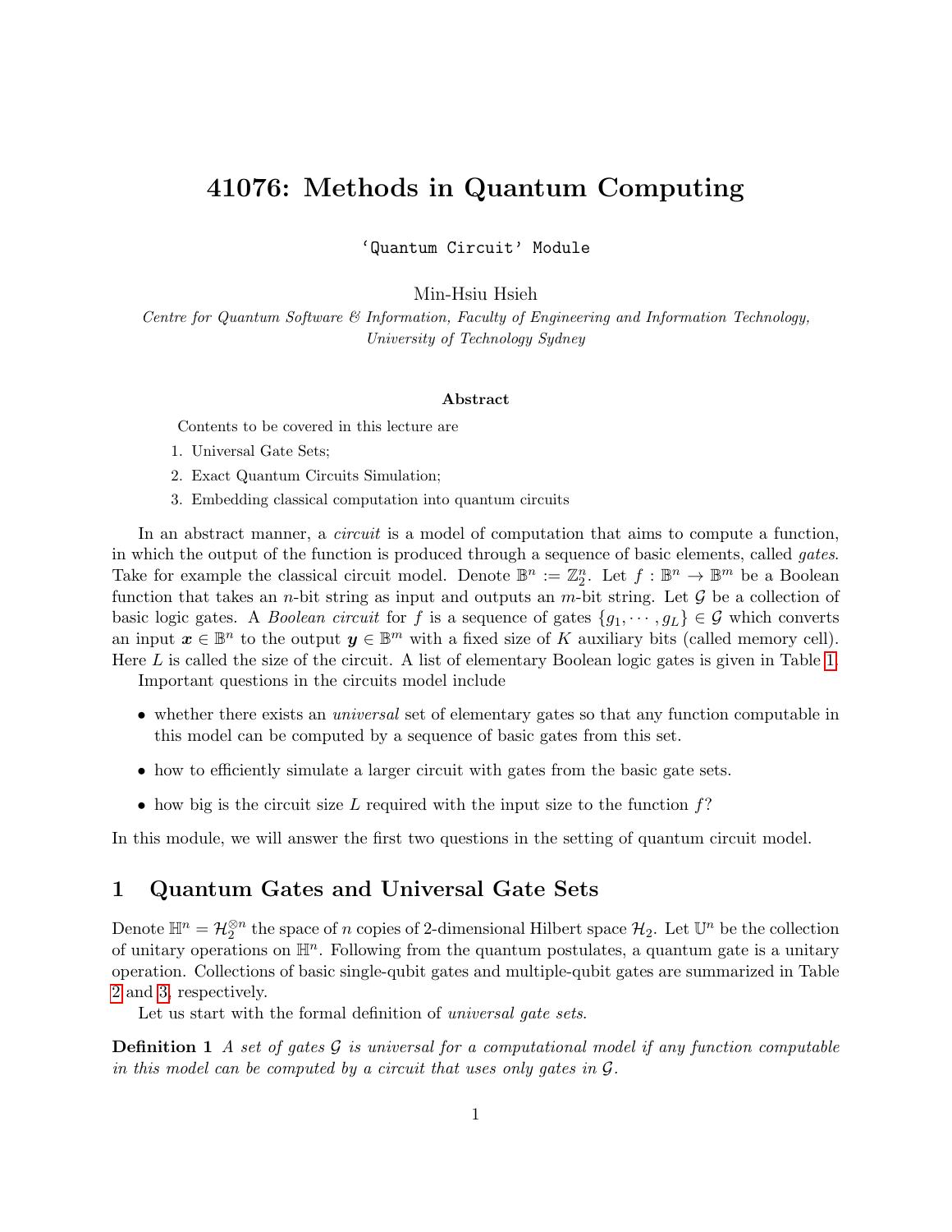# 41076: Methods in Quantum Computing

'Quantum Circuit' Module

Min-Hsiu Hsieh

*Centre for Quantum Software & Information, Faculty of Engineering and Information Technology, University of Technology Sydney*

### Abstract

Contents to be covered in this lecture are

1. Universal Gate Sets;
2. Exact Quantum Circuits Simulation;
3. Embedding classical computation into quantum circuits

In an abstract manner, a *circuit* is a model of computation that aims to compute a function, in which the output of the function is produced through a sequence of basic elements, called *gates*. Take for example the classical circuit model. Denote $\mathbb{B}^n := \mathbb{Z}_2^n$. Let $f : \mathbb{B}^n \to \mathbb{B}^m$ be a Boolean function that takes an $n$-bit string as input and outputs an $m$-bit string. Let $\mathcal{G}$ be a collection of basic logic gates. A *Boolean circuit* for $f$ is a sequence of gates $\{g_1, \cdots, g_L\} \in \mathcal{G}$ which converts an input $\boldsymbol{x} \in \mathbb{B}^n$ to the output $\boldsymbol{y} \in \mathbb{B}^m$ with a fixed size of $K$ auxiliary bits (called memory cell). Here $L$ is called the size of the circuit. A list of elementary Boolean logic gates is given in Table 1.

Important questions in the circuits model include

- whether there exists an *universal* set of elementary gates so that any function computable in this model can be computed by a sequence of basic gates from this set.
- how to efficiently simulate a larger circuit with gates from the basic gate sets.
- how big is the circuit size $L$ required with the input size to the function $f$?

In this module, we will answer the first two questions in the setting of quantum circuit model.

## 1 Quantum Gates and Universal Gate Sets

Denote $\mathbb{H}^n = \mathcal{H}_2^{\otimes n}$ the space of $n$ copies of 2-dimensional Hilbert space $\mathcal{H}_2$. Let $\mathbb{U}^n$ be the collection of unitary operations on $\mathbb{H}^n$. Following from the quantum postulates, a quantum gate is a unitary operation. Collections of basic single-qubit gates and multiple-qubit gates are summarized in Table 2 and 3, respectively.

Let us start with the formal definition of *universal gate sets*.

**Definition 1** *A set of gates $\mathcal{G}$ is universal for a computational model if any function computable in this model can be computed by a circuit that uses only gates in $\mathcal{G}$.*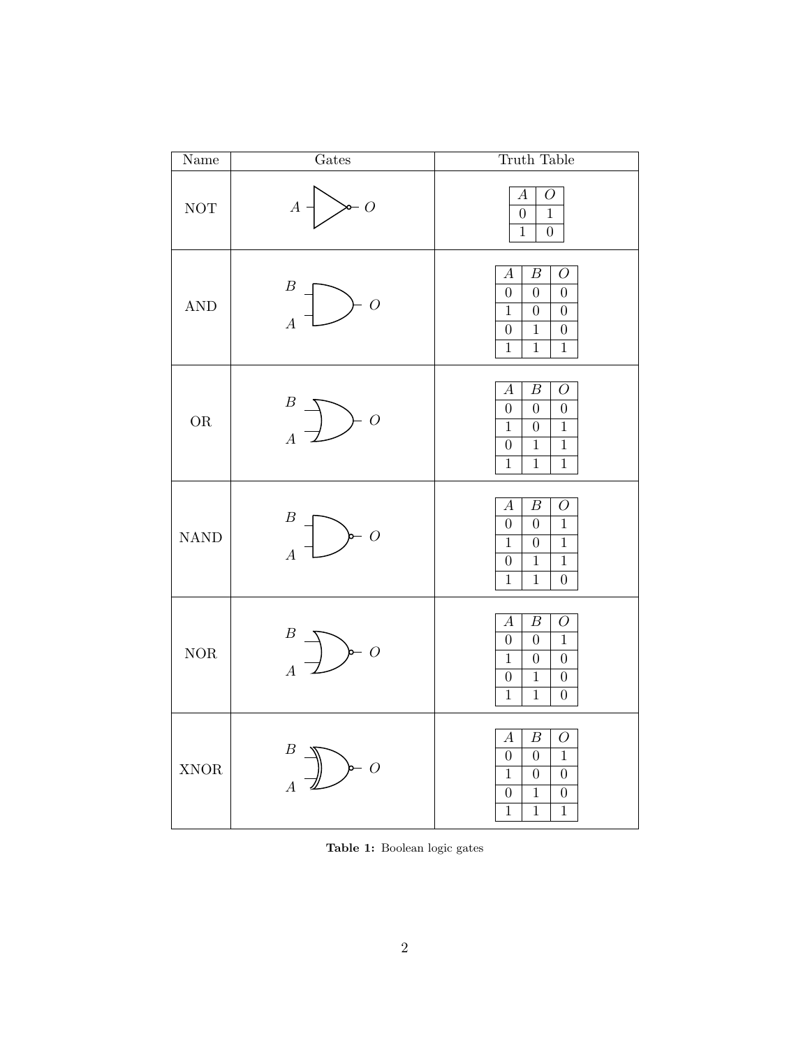| Name | Gates | Truth Table |
|---|---|---|
| NOT | $A$ → $O$ | $A$, $O$: 0, 1; 1, 0 |
| AND | $B$, $A$ → $O$ | $A$, $B$, $O$: 0, 0, 0; 1, 0, 0; 0, 1, 0; 1, 1, 1 |
| OR | $B$, $A$ → $O$ | $A$, $B$, $O$: 0, 0, 0; 1, 0, 1; 0, 1, 1; 1, 1, 1 |
| NAND | $B$, $A$ → $O$ | $A$, $B$, $O$: 0, 0, 1; 1, 0, 1; 0, 1, 1; 1, 1, 0 |
| NOR | $B$, $A$ → $O$ | $A$, $B$, $O$: 0, 0, 1; 1, 0, 0; 0, 1, 0; 1, 1, 0 |
| XNOR | $B$, $A$ → $O$ | $A$, $B$, $O$: 0, 0, 1; 1, 0, 0; 0, 1, 0; 1, 1, 1 |

**Table 1:** Boolean logic gates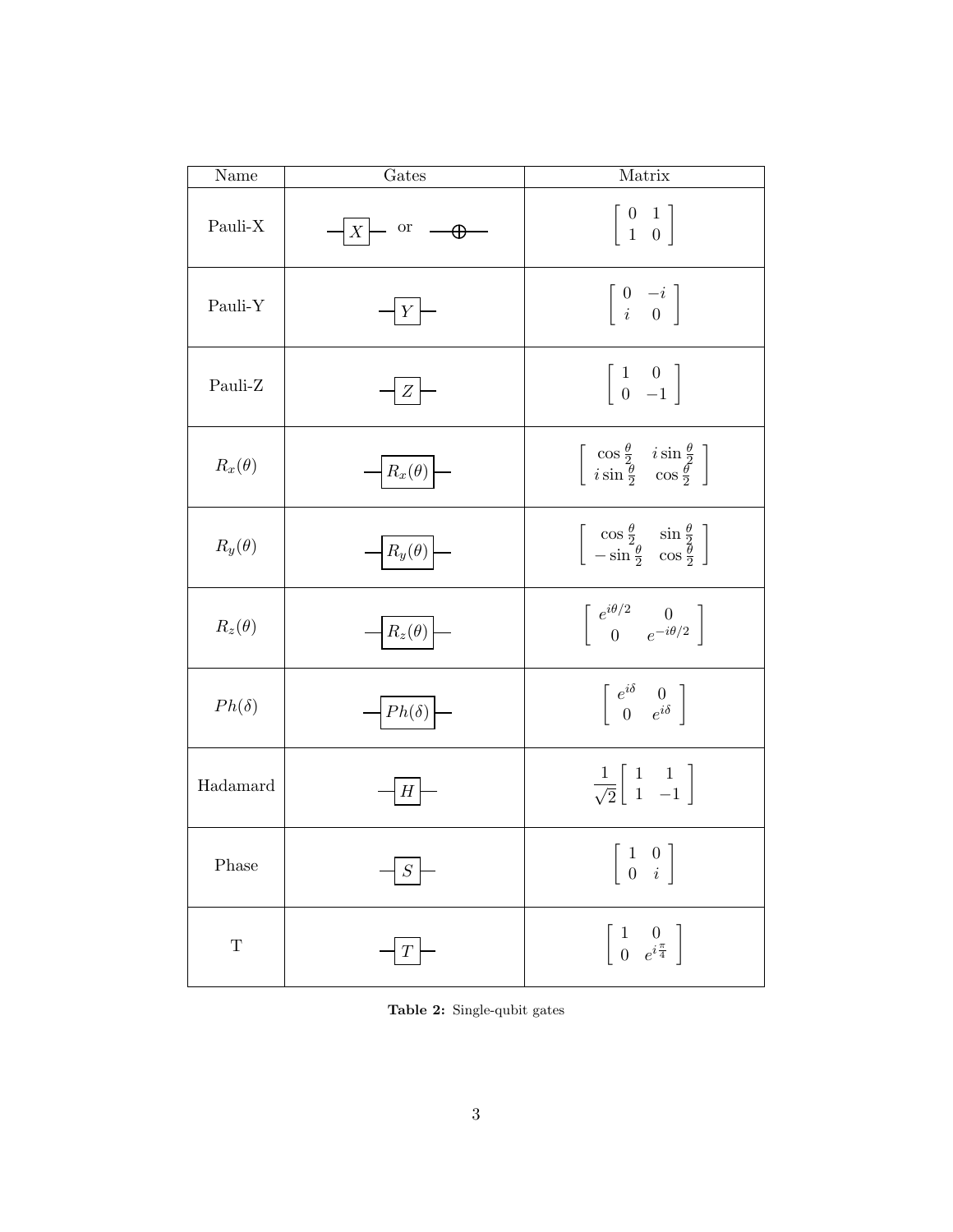| Name | Gates | Matrix |
| --- | --- | --- |
| Pauli-X | $X$ or $\oplus$ | $\begin{bmatrix} 0 & 1 \\ 1 & 0 \end{bmatrix}$ |
| Pauli-Y | $Y$ | $\begin{bmatrix} 0 & -i \\ i & 0 \end{bmatrix}$ |
| Pauli-Z | $Z$ | $\begin{bmatrix} 1 & 0 \\ 0 & -1 \end{bmatrix}$ |
| $R_x(\theta)$ | $R_x(\theta)$ | $\begin{bmatrix} \cos\frac{\theta}{2} & i\sin\frac{\theta}{2} \\ i\sin\frac{\theta}{2} & \cos\frac{\theta}{2} \end{bmatrix}$ |
| $R_y(\theta)$ | $R_y(\theta)$ | $\begin{bmatrix} \cos\frac{\theta}{2} & \sin\frac{\theta}{2} \\ -\sin\frac{\theta}{2} & \cos\frac{\theta}{2} \end{bmatrix}$ |
| $R_z(\theta)$ | $R_z(\theta)$ | $\begin{bmatrix} e^{i\theta/2} & 0 \\ 0 & e^{-i\theta/2} \end{bmatrix}$ |
| $Ph(\delta)$ | $Ph(\delta)$ | $\begin{bmatrix} e^{i\delta} & 0 \\ 0 & e^{i\delta} \end{bmatrix}$ |
| Hadamard | $H$ | $\frac{1}{\sqrt{2}}\begin{bmatrix} 1 & 1 \\ 1 & -1 \end{bmatrix}$ |
| Phase | $S$ | $\begin{bmatrix} 1 & 0 \\ 0 & i \end{bmatrix}$ |
| T | $T$ | $\begin{bmatrix} 1 & 0 \\ 0 & e^{i\frac{\pi}{4}} \end{bmatrix}$ |

**Table 2:** Single-qubit gates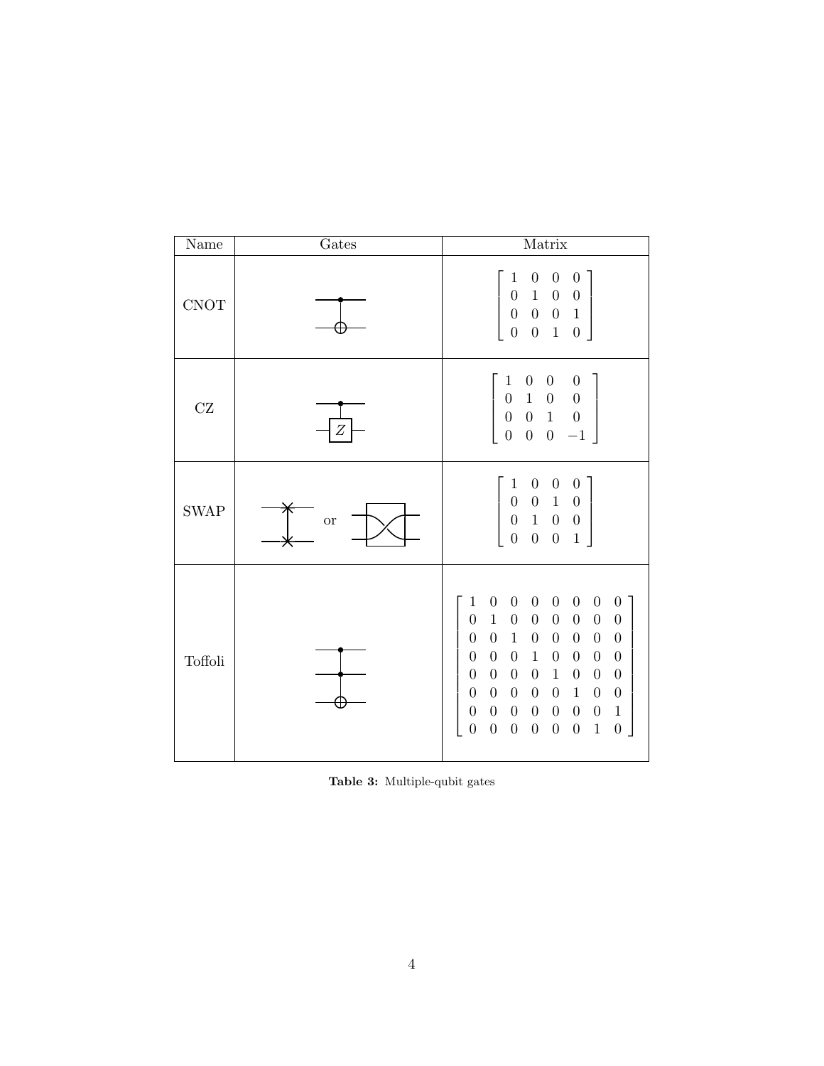| Name | Gates | Matrix |
|---|---|---|
| CNOT | | $\begin{bmatrix} 1 & 0 & 0 & 0 \\ 0 & 1 & 0 & 0 \\ 0 & 0 & 0 & 1 \\ 0 & 0 & 1 & 0 \end{bmatrix}$ |
| CZ | $Z$ | $\begin{bmatrix} 1 & 0 & 0 & 0 \\ 0 & 1 & 0 & 0 \\ 0 & 0 & 1 & 0 \\ 0 & 0 & 0 & -1 \end{bmatrix}$ |
| SWAP | or | $\begin{bmatrix} 1 & 0 & 0 & 0 \\ 0 & 0 & 1 & 0 \\ 0 & 1 & 0 & 0 \\ 0 & 0 & 0 & 1 \end{bmatrix}$ |
| Toffoli | | $\begin{bmatrix} 1 & 0 & 0 & 0 & 0 & 0 & 0 & 0 \\ 0 & 1 & 0 & 0 & 0 & 0 & 0 & 0 \\ 0 & 0 & 1 & 0 & 0 & 0 & 0 & 0 \\ 0 & 0 & 0 & 1 & 0 & 0 & 0 & 0 \\ 0 & 0 & 0 & 0 & 1 & 0 & 0 & 0 \\ 0 & 0 & 0 & 0 & 0 & 1 & 0 & 0 \\ 0 & 0 & 0 & 0 & 0 & 0 & 0 & 1 \\ 0 & 0 & 0 & 0 & 0 & 0 & 1 & 0 \end{bmatrix}$ |

**Table 3:** Multiple-qubit gates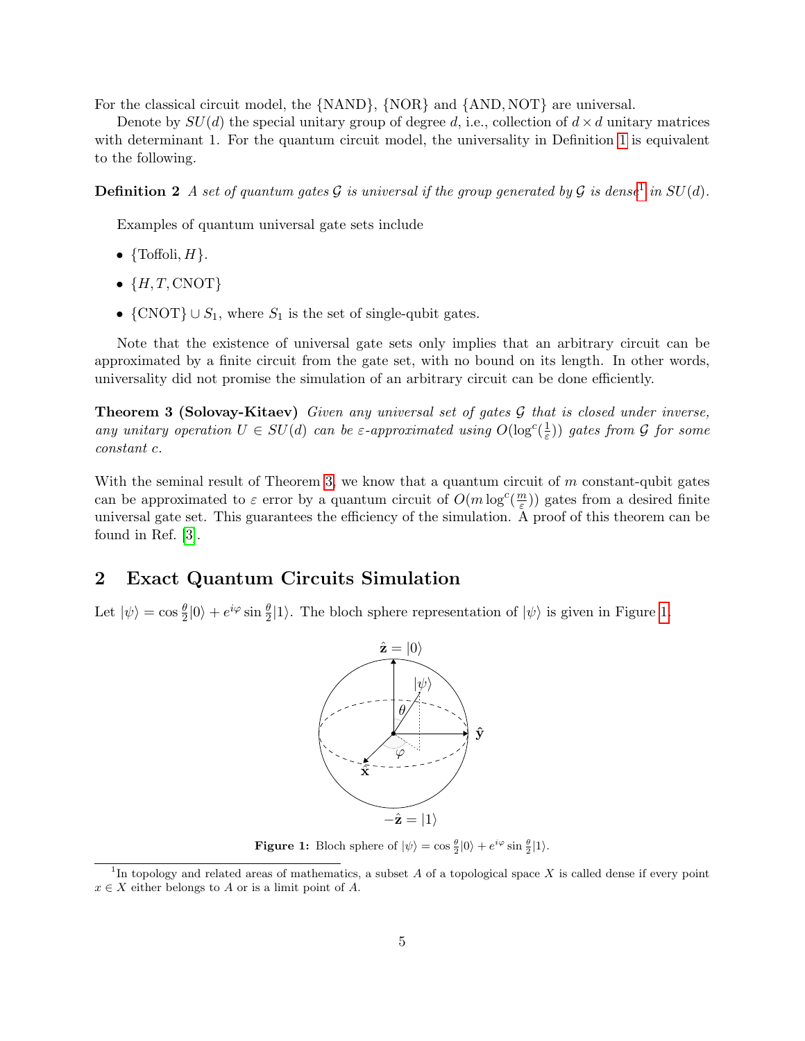For the classical circuit model, the {NAND}, {NOR} and {AND, NOT} are universal.

Denote by $SU(d)$ the special unitary group of degree $d$, i.e., collection of $d \times d$ unitary matrices with determinant 1. For the quantum circuit model, the universality in Definition 1 is equivalent to the following.

**Definition 2** *A set of quantum gates $\mathcal{G}$ is universal if the group generated by $\mathcal{G}$ is dense*[1] *in $SU(d)$.*

Examples of quantum universal gate sets include

- {Toffoli, $H$}.
- {$H, T$, CNOT}
- {CNOT} $\cup\, S_1$, where $S_1$ is the set of single-qubit gates.

Note that the existence of universal gate sets only implies that an arbitrary circuit can be approximated by a finite circuit from the gate set, with no bound on its length. In other words, universality did not promise the simulation of an arbitrary circuit can be done efficiently.

**Theorem 3 (Solovay-Kitaev)** *Given any universal set of gates $\mathcal{G}$ that is closed under inverse, any unitary operation $U \in SU(d)$ can be $\varepsilon$-approximated using $O(\log^c(\frac{1}{\varepsilon}))$ gates from $\mathcal{G}$ for some constant $c$.*

With the seminal result of Theorem 3, we know that a quantum circuit of $m$ constant-qubit gates can be approximated to $\varepsilon$ error by a quantum circuit of $O(m \log^c(\frac{m}{\varepsilon}))$ gates from a desired finite universal gate set. This guarantees the efficiency of the simulation. A proof of this theorem can be found in Ref. [3].

## 2 Exact Quantum Circuits Simulation

Let $|\psi\rangle = \cos\frac{\theta}{2}|0\rangle + e^{i\varphi}\sin\frac{\theta}{2}|1\rangle$. The bloch sphere representation of $|\psi\rangle$ is given in Figure 1.

**Figure 1:** Bloch sphere of $|\psi\rangle = \cos\frac{\theta}{2}|0\rangle + e^{i\varphi}\sin\frac{\theta}{2}|1\rangle$.

[1] In topology and related areas of mathematics, a subset $A$ of a topological space $X$ is called dense if every point $x \in X$ either belongs to $A$ or is a limit point of $A$.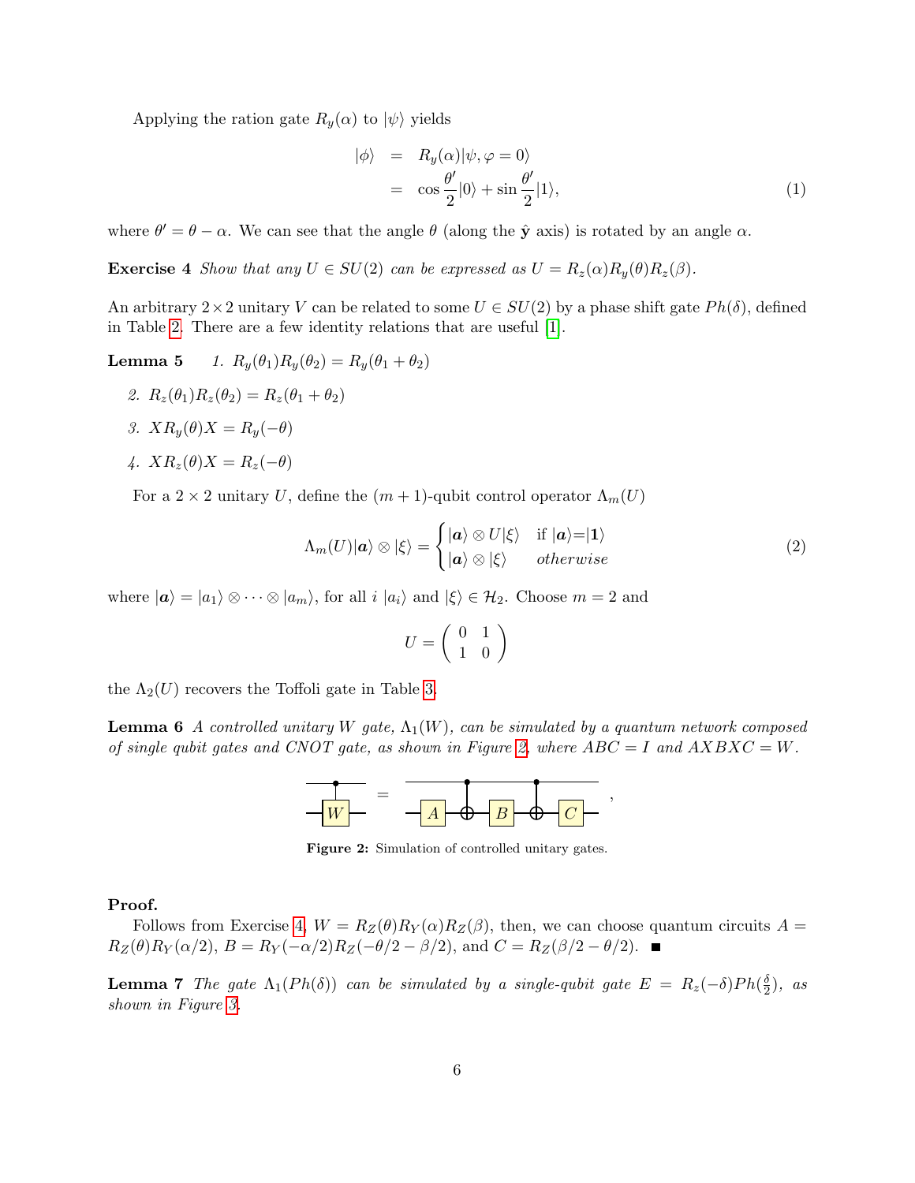Applying the ration gate $R_y(\alpha)$ to $|\psi\rangle$ yields

$$
\begin{aligned}
|\phi\rangle &= R_y(\alpha)|\psi, \varphi = 0\rangle \\
&= \cos\frac{\theta'}{2}|0\rangle + \sin\frac{\theta'}{2}|1\rangle, \qquad (1)
\end{aligned}
$$

where $\theta' = \theta - \alpha$. We can see that the angle $\theta$ (along the $\hat{\mathbf{y}}$ axis) is rotated by an angle $\alpha$.

**Exercise 4** *Show that any $U \in SU(2)$ can be expressed as $U = R_z(\alpha)R_y(\theta)R_z(\beta)$.*

An arbitrary $2\times 2$ unitary $V$ can be related to some $U \in SU(2)$ by a phase shift gate $Ph(\delta)$, defined in Table 2. There are a few identity relations that are useful [1].

**Lemma 5**

1. $R_y(\theta_1)R_y(\theta_2) = R_y(\theta_1 + \theta_2)$
2. $R_z(\theta_1)R_z(\theta_2) = R_z(\theta_1 + \theta_2)$
3. $XR_y(\theta)X = R_y(-\theta)$
4. $XR_z(\theta)X = R_z(-\theta)$

For a $2 \times 2$ unitary $U$, define the $(m+1)$-qubit control operator $\Lambda_m(U)$

$$
\Lambda_m(U)|\boldsymbol{a}\rangle \otimes |\xi\rangle = \begin{cases} |\boldsymbol{a}\rangle \otimes U|\xi\rangle & \text{if } |\boldsymbol{a}\rangle = |\mathbf{1}\rangle \\ |\boldsymbol{a}\rangle \otimes |\xi\rangle & \textit{otherwise} \end{cases} \qquad (2)
$$

where $|\boldsymbol{a}\rangle = |a_1\rangle \otimes \cdots \otimes |a_m\rangle$, for all $i$ $|a_i\rangle$ and $|\xi\rangle \in \mathcal{H}_2$. Choose $m = 2$ and

$$
U = \begin{pmatrix} 0 & 1 \\ 1 & 0 \end{pmatrix}
$$

the $\Lambda_2(U)$ recovers the Toffoli gate in Table 3.

**Lemma 6** *A controlled unitary $W$ gate, $\Lambda_1(W)$, can be simulated by a quantum network composed of single qubit gates and CNOT gate, as shown in Figure 2, where $ABC = I$ and $AXBXC = W$.*

**Figure 2:** Simulation of controlled unitary gates.

**Proof.**

Follows from Exercise 4, $W = R_Z(\theta)R_Y(\alpha)R_Z(\beta)$, then, we can choose quantum circuits $A = R_Z(\theta)R_Y(\alpha/2)$, $B = R_Y(-\alpha/2)R_Z(-\theta/2 - \beta/2)$, and $C = R_Z(\beta/2 - \theta/2)$. ■

**Lemma 7** *The gate $\Lambda_1(Ph(\delta))$ can be simulated by a single-qubit gate $E = R_z(-\delta)Ph(\frac{\delta}{2})$, as shown in Figure 3.*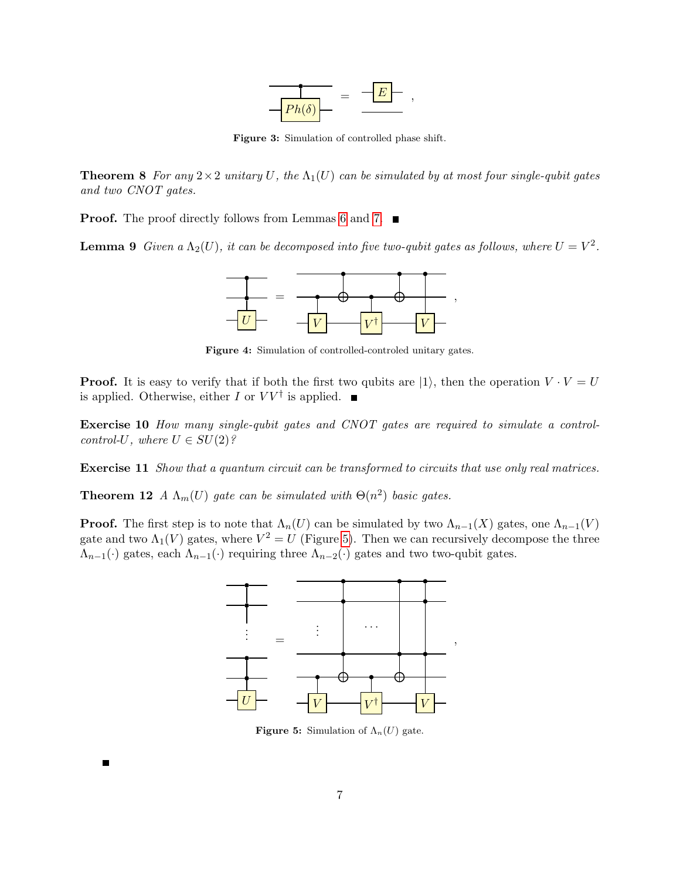Figure 3: Simulation of controlled phase shift.

**Theorem 8** *For any $2 \times 2$ unitary $U$, the $\Lambda_1(U)$ can be simulated by at most four single-qubit gates and two CNOT gates.*

**Proof.** The proof directly follows from Lemmas 6 and 7. ∎

**Lemma 9** *Given a $\Lambda_2(U)$, it can be decomposed into five two-qubit gates as follows, where $U = V^2$.*

Figure 4: Simulation of controlled-controled unitary gates.

**Proof.** It is easy to verify that if both the first two qubits are $|1\rangle$, then the operation $V \cdot V = U$ is applied. Otherwise, either $I$ or $VV^\dagger$ is applied. ∎

**Exercise 10** *How many single-qubit gates and CNOT gates are required to simulate a control-control-U, where $U \in SU(2)$?*

**Exercise 11** *Show that a quantum circuit can be transformed to circuits that use only real matrices.*

**Theorem 12** *A $\Lambda_m(U)$ gate can be simulated with $\Theta(n^2)$ basic gates.*

**Proof.** The first step is to note that $\Lambda_n(U)$ can be simulated by two $\Lambda_{n-1}(X)$ gates, one $\Lambda_{n-1}(V)$ gate and two $\Lambda_1(V)$ gates, where $V^2 = U$ (Figure 5). Then we can recursively decompose the three $\Lambda_{n-1}(\cdot)$ gates, each $\Lambda_{n-1}(\cdot)$ requiring three $\Lambda_{n-2}(\cdot)$ gates and two two-qubit gates.

Figure 5: Simulation of $\Lambda_n(U)$ gate.

∎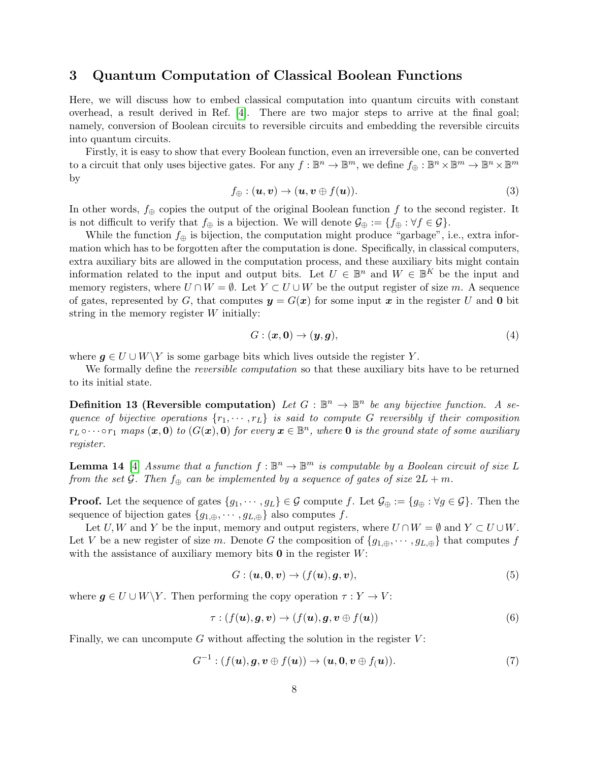## 3 Quantum Computation of Classical Boolean Functions

Here, we will discuss how to embed classical computation into quantum circuits with constant overhead, a result derived in Ref. [4]. There are two major steps to arrive at the final goal; namely, conversion of Boolean circuits to reversible circuits and embedding the reversible circuits into quantum circuits.

Firstly, it is easy to show that every Boolean function, even an irreversible one, can be converted to a circuit that only uses bijective gates. For any $f : \mathbb{B}^n \to \mathbb{B}^m$, we define $f_\oplus : \mathbb{B}^n \times \mathbb{B}^m \to \mathbb{B}^n \times \mathbb{B}^m$ by

$$f_\oplus : (\boldsymbol{u}, \boldsymbol{v}) \to (\boldsymbol{u}, \boldsymbol{v} \oplus f(\boldsymbol{u})). \tag{3}$$

In other words, $f_\oplus$ copies the output of the original Boolean function $f$ to the second register. It is not difficult to verify that $f_\oplus$ is a bijection. We will denote $\mathcal{G}_\oplus := \{f_\oplus : \forall f \in \mathcal{G}\}$.

While the function $f_\oplus$ is bijection, the computation might produce "garbage", i.e., extra information which has to be forgotten after the computation is done. Specifically, in classical computers, extra auxiliary bits are allowed in the computation process, and these auxiliary bits might contain information related to the input and output bits. Let $U \in \mathbb{B}^n$ and $W \in \mathbb{B}^K$ be the input and memory registers, where $U \cap W = \emptyset$. Let $Y \subset U \cup W$ be the output register of size $m$. A sequence of gates, represented by $G$, that computes $\boldsymbol{y} = G(\boldsymbol{x})$ for some input $\boldsymbol{x}$ in the register $U$ and $\boldsymbol{0}$ bit string in the memory register $W$ initially:

$$G : (\boldsymbol{x}, \boldsymbol{0}) \to (\boldsymbol{y}, \boldsymbol{g}), \tag{4}$$

where $\boldsymbol{g} \in U \cup W \backslash Y$ is some garbage bits which lives outside the register $Y$.

We formally define the *reversible computation* so that these auxiliary bits have to be returned to its initial state.

**Definition 13 (Reversible computation)** *Let $G : \mathbb{B}^n \to \mathbb{B}^n$ be any bijective function. A sequence of bijective operations $\{r_1, \cdots, r_L\}$ is said to compute $G$ reversibly if their composition $r_L \circ \cdots \circ r_1$ maps $(\boldsymbol{x}, \boldsymbol{0})$ to $(G(\boldsymbol{x}), \boldsymbol{0})$ for every $\boldsymbol{x} \in \mathbb{B}^n$, where $\boldsymbol{0}$ is the ground state of some auxiliary register.*

**Lemma 14** [4] *Assume that a function $f : \mathbb{B}^n \to \mathbb{B}^m$ is computable by a Boolean circuit of size $L$ from the set $\mathcal{G}$. Then $f_\oplus$ can be implemented by a sequence of gates of size $2L + m$.*

**Proof.** Let the sequence of gates $\{g_1, \cdots, g_L\} \in \mathcal{G}$ compute $f$. Let $\mathcal{G}_\oplus := \{g_\oplus : \forall g \in \mathcal{G}\}$. Then the sequence of bijection gates $\{g_{1,\oplus}, \cdots, g_{L,\oplus}\}$ also computes $f$.

Let $U, W$ and $Y$ be the input, memory and output registers, where $U \cap W = \emptyset$ and $Y \subset U \cup W$. Let $V$ be a new register of size $m$. Denote $G$ the composition of $\{g_{1,\oplus}, \cdots, g_{L,\oplus}\}$ that computes $f$ with the assistance of auxiliary memory bits $\boldsymbol{0}$ in the register $W$:

$$G : (\boldsymbol{u}, \boldsymbol{0}, \boldsymbol{v}) \to (f(\boldsymbol{u}), \boldsymbol{g}, \boldsymbol{v}), \tag{5}$$

where $\boldsymbol{g} \in U \cup W \backslash Y$. Then performing the copy operation $\tau : Y \to V$:

$$\tau : (f(\boldsymbol{u}), \boldsymbol{g}, \boldsymbol{v}) \to (f(\boldsymbol{u}), \boldsymbol{g}, \boldsymbol{v} \oplus f(\boldsymbol{u})) \tag{6}$$

Finally, we can uncompute $G$ without affecting the solution in the register $V$:

$$G^{-1} : (f(\boldsymbol{u}), \boldsymbol{g}, \boldsymbol{v} \oplus f(\boldsymbol{u})) \to (\boldsymbol{u}, \boldsymbol{0}, \boldsymbol{v} \oplus f_(\boldsymbol{u})). \tag{7}$$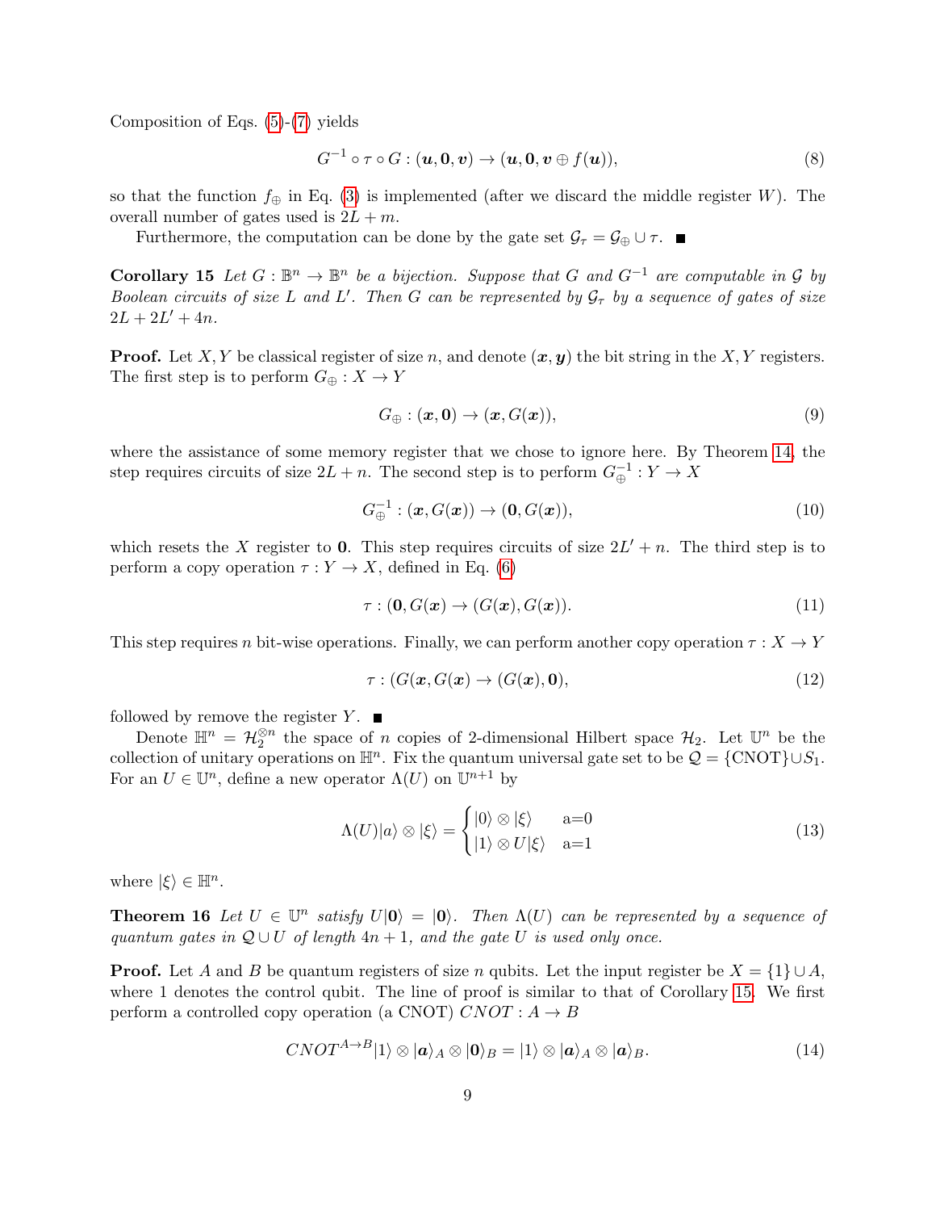Composition of Eqs. (5)-(7) yields

$$G^{-1} \circ \tau \circ G : (\boldsymbol{u}, \boldsymbol{0}, \boldsymbol{v}) \to (\boldsymbol{u}, \boldsymbol{0}, \boldsymbol{v} \oplus f(\boldsymbol{u})), \tag{8}$$

so that the function $f_\oplus$ in Eq. (3) is implemented (after we discard the middle register $W$). The overall number of gates used is $2L + m$.

Furthermore, the computation can be done by the gate set $\mathcal{G}_\tau = \mathcal{G}_\oplus \cup \tau$. ■

**Corollary 15** *Let $G : \mathbb{B}^n \to \mathbb{B}^n$ be a bijection. Suppose that $G$ and $G^{-1}$ are computable in $\mathcal{G}$ by Boolean circuits of size $L$ and $L'$. Then $G$ can be represented by $\mathcal{G}_\tau$ by a sequence of gates of size $2L + 2L' + 4n$.*

**Proof.** Let $X, Y$ be classical register of size $n$, and denote $(\boldsymbol{x}, \boldsymbol{y})$ the bit string in the $X, Y$ registers. The first step is to perform $G_\oplus : X \to Y$

$$G_\oplus : (\boldsymbol{x}, \boldsymbol{0}) \to (\boldsymbol{x}, G(\boldsymbol{x})), \tag{9}$$

where the assistance of some memory register that we chose to ignore here. By Theorem 14, the step requires circuits of size $2L + n$. The second step is to perform $G_\oplus^{-1} : Y \to X$

$$G_\oplus^{-1} : (\boldsymbol{x}, G(\boldsymbol{x})) \to (\boldsymbol{0}, G(\boldsymbol{x})), \tag{10}$$

which resets the $X$ register to $\boldsymbol{0}$. This step requires circuits of size $2L' + n$. The third step is to perform a copy operation $\tau : Y \to X$, defined in Eq. (6)

$$\tau : (\boldsymbol{0}, G(\boldsymbol{x}) \to (G(\boldsymbol{x}), G(\boldsymbol{x})). \tag{11}$$

This step requires $n$ bit-wise operations. Finally, we can perform another copy operation $\tau : X \to Y$

$$\tau : (G(\boldsymbol{x}, G(\boldsymbol{x}) \to (G(\boldsymbol{x}), \boldsymbol{0}), \tag{12}$$

followed by remove the register $Y$. ■

Denote $\mathbb{H}^n = \mathcal{H}_2^{\otimes n}$ the space of $n$ copies of 2-dimensional Hilbert space $\mathcal{H}_2$. Let $\mathbb{U}^n$ be the collection of unitary operations on $\mathbb{H}^n$. Fix the quantum universal gate set to be $\mathcal{Q} = \{\text{CNOT}\} \cup S_1$. For an $U \in \mathbb{U}^n$, define a new operator $\Lambda(U)$ on $\mathbb{U}^{n+1}$ by

$$\Lambda(U)|a\rangle \otimes |\xi\rangle = \begin{cases} |0\rangle \otimes |\xi\rangle & \text{a=0} \\ |1\rangle \otimes U|\xi\rangle & \text{a=1} \end{cases} \tag{13}$$

where $|\xi\rangle \in \mathbb{H}^n$.

**Theorem 16** *Let $U \in \mathbb{U}^n$ satisfy $U|\boldsymbol{0}\rangle = |\boldsymbol{0}\rangle$. Then $\Lambda(U)$ can be represented by a sequence of quantum gates in $\mathcal{Q} \cup U$ of length $4n + 1$, and the gate $U$ is used only once.*

**Proof.** Let $A$ and $B$ be quantum registers of size $n$ qubits. Let the input register be $X = \{1\} \cup A$, where 1 denotes the control qubit. The line of proof is similar to that of Corollary 15. We first perform a controlled copy operation (a CNOT) $CNOT : A \to B$

$$CNOT^{A \to B}|1\rangle \otimes |\boldsymbol{a}\rangle_A \otimes |\boldsymbol{0}\rangle_B = |1\rangle \otimes |\boldsymbol{a}\rangle_A \otimes |\boldsymbol{a}\rangle_B. \tag{14}$$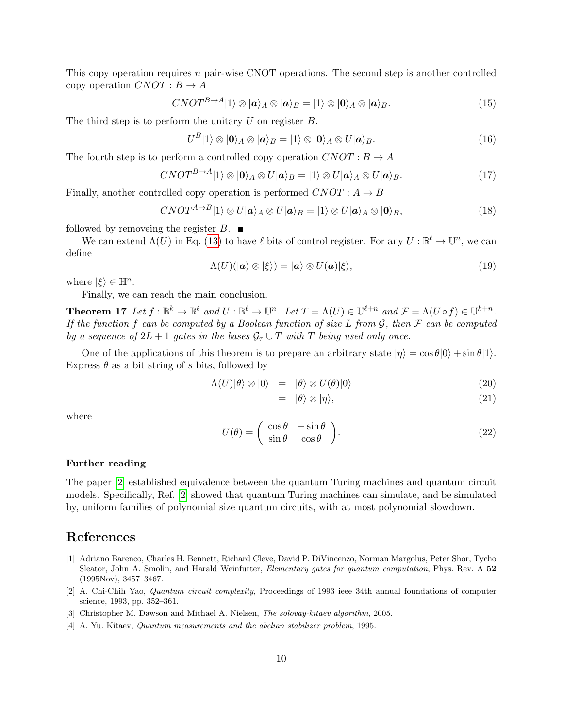This copy operation requires $n$ pair-wise CNOT operations. The second step is another controlled copy operation $CNOT : B \to A$

$$CNOT^{B\to A}|1\rangle \otimes |\boldsymbol{a}\rangle_A \otimes |\boldsymbol{a}\rangle_B = |1\rangle \otimes |\boldsymbol{0}\rangle_A \otimes |\boldsymbol{a}\rangle_B. \tag{15}$$

The third step is to perform the unitary $U$ on register $B$.

$$U^B|1\rangle \otimes |\boldsymbol{0}\rangle_A \otimes |\boldsymbol{a}\rangle_B = |1\rangle \otimes |\boldsymbol{0}\rangle_A \otimes U|\boldsymbol{a}\rangle_B. \tag{16}$$

The fourth step is to perform a controlled copy operation $CNOT : B \to A$

$$CNOT^{B\to A}|1\rangle \otimes |\boldsymbol{0}\rangle_A \otimes U|\boldsymbol{a}\rangle_B = |1\rangle \otimes U|\boldsymbol{a}\rangle_A \otimes U|\boldsymbol{a}\rangle_B. \tag{17}$$

Finally, another controlled copy operation is performed $CNOT : A \to B$

$$CNOT^{A\to B}|1\rangle \otimes U|\boldsymbol{a}\rangle_A \otimes U|\boldsymbol{a}\rangle_B = |1\rangle \otimes U|\boldsymbol{a}\rangle_A \otimes |\boldsymbol{0}\rangle_B, \tag{18}$$

followed by removeing the register $B$. ■

We can extend $\Lambda(U)$ in Eq. (13) to have $\ell$ bits of control register. For any $U : \mathbb{B}^\ell \to \mathbb{U}^n$, we can define

$$\Lambda(U)(|\boldsymbol{a}\rangle \otimes |\xi\rangle) = |\boldsymbol{a}\rangle \otimes U(\boldsymbol{a})|\xi\rangle, \tag{19}$$

where $|\xi\rangle \in \mathbb{H}^n$.

Finally, we can reach the main conclusion.

**Theorem 17** *Let $f : \mathbb{B}^k \to \mathbb{B}^\ell$ and $U : \mathbb{B}^\ell \to \mathbb{U}^n$. Let $T = \Lambda(U) \in \mathbb{U}^{\ell+n}$ and $\mathcal{F} = \Lambda(U \circ f) \in \mathbb{U}^{k+n}$. If the function $f$ can be computed by a Boolean function of size $L$ from $\mathcal{G}$, then $\mathcal{F}$ can be computed by a sequence of $2L + 1$ gates in the bases $\mathcal{G}_\tau \cup T$ with $T$ being used only once.*

One of the applications of this theorem is to prepare an arbitrary state $|\eta\rangle = \cos\theta|0\rangle + \sin\theta|1\rangle$. Express $\theta$ as a bit string of $s$ bits, followed by

$$\Lambda(U)|\theta\rangle \otimes |0\rangle = |\theta\rangle \otimes U(\theta)|0\rangle \tag{20}$$

$$= |\theta\rangle \otimes |\eta\rangle, \tag{21}$$

where

$$U(\theta) = \begin{pmatrix} \cos\theta & -\sin\theta \\ \sin\theta & \cos\theta \end{pmatrix}. \tag{22}$$

**Further reading**

The paper [2] established equivalence between the quantum Turing machines and quantum circuit models. Specifically, Ref. [2] showed that quantum Turing machines can simulate, and be simulated by, uniform families of polynomial size quantum circuits, with at most polynomial slowdown.

# References

[1] Adriano Barenco, Charles H. Bennett, Richard Cleve, David P. DiVincenzo, Norman Margolus, Peter Shor, Tycho Sleator, John A. Smolin, and Harald Weinfurter, *Elementary gates for quantum computation*, Phys. Rev. A **52** (1995Nov), 3457–3467.

[2] A. Chi-Chih Yao, *Quantum circuit complexity*, Proceedings of 1993 ieee 34th annual foundations of computer science, 1993, pp. 352–361.

[3] Christopher M. Dawson and Michael A. Nielsen, *The solovay-kitaev algorithm*, 2005.

[4] A. Yu. Kitaev, *Quantum measurements and the abelian stabilizer problem*, 1995.